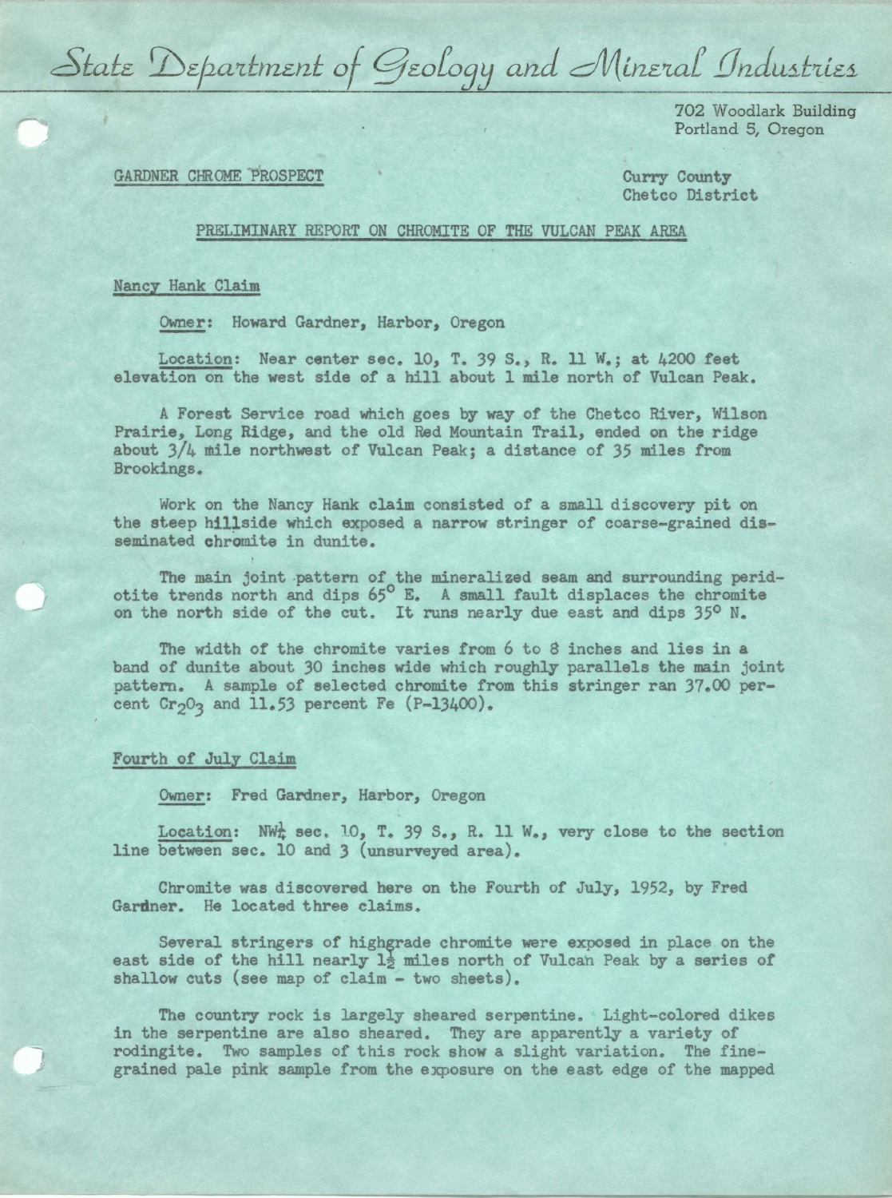# State Department of Geology and Mineral Industries

702 Woodlark Building
Portland 5, Oregon

GARDNER CHROME PROSPECT

Curry County
Chetco District

## PRELIMINARY REPORT ON CHROMITE OF THE VULCAN PEAK AREA

### Nancy Hank Claim

Owner: Howard Gardner, Harbor, Oregon

Location: Near center sec. 10, T. 39 S., R. 11 W.; at 4200 feet elevation on the west side of a hill about 1 mile north of Vulcan Peak.

A Forest Service road which goes by way of the Chetco River, Wilson Prairie, Long Ridge, and the old Red Mountain Trail, ended on the ridge about 3/4 mile northwest of Vulcan Peak; a distance of 35 miles from Brookings.

Work on the Nancy Hank claim consisted of a small discovery pit on the steep hillside which exposed a narrow stringer of coarse-grained disseminated chromite in dunite.

The main joint pattern of the mineralized seam and surrounding peridotite trends north and dips 65° E. A small fault displaces the chromite on the north side of the cut. It runs nearly due east and dips 35° N.

The width of the chromite varies from 6 to 8 inches and lies in a band of dunite about 30 inches wide which roughly parallels the main joint pattern. A sample of selected chromite from this stringer ran 37.00 percent $Cr_2O_3$ and 11.53 percent Fe (P-13400).

### Fourth of July Claim

Owner: Fred Gardner, Harbor, Oregon

Location: NW¼ sec. 10, T. 39 S., R. 11 W., very close to the section line between sec. 10 and 3 (unsurveyed area).

Chromite was discovered here on the Fourth of July, 1952, by Fred Gardner. He located three claims.

Several stringers of highgrade chromite were exposed in place on the east side of the hill nearly 1½ miles north of Vulcan Peak by a series of shallow cuts (see map of claim - two sheets).

The country rock is largely sheared serpentine. Light-colored dikes in the serpentine are also sheared. They are apparently a variety of rodingite. Two samples of this rock show a slight variation. The fine-grained pale pink sample from the exposure on the east edge of the mapped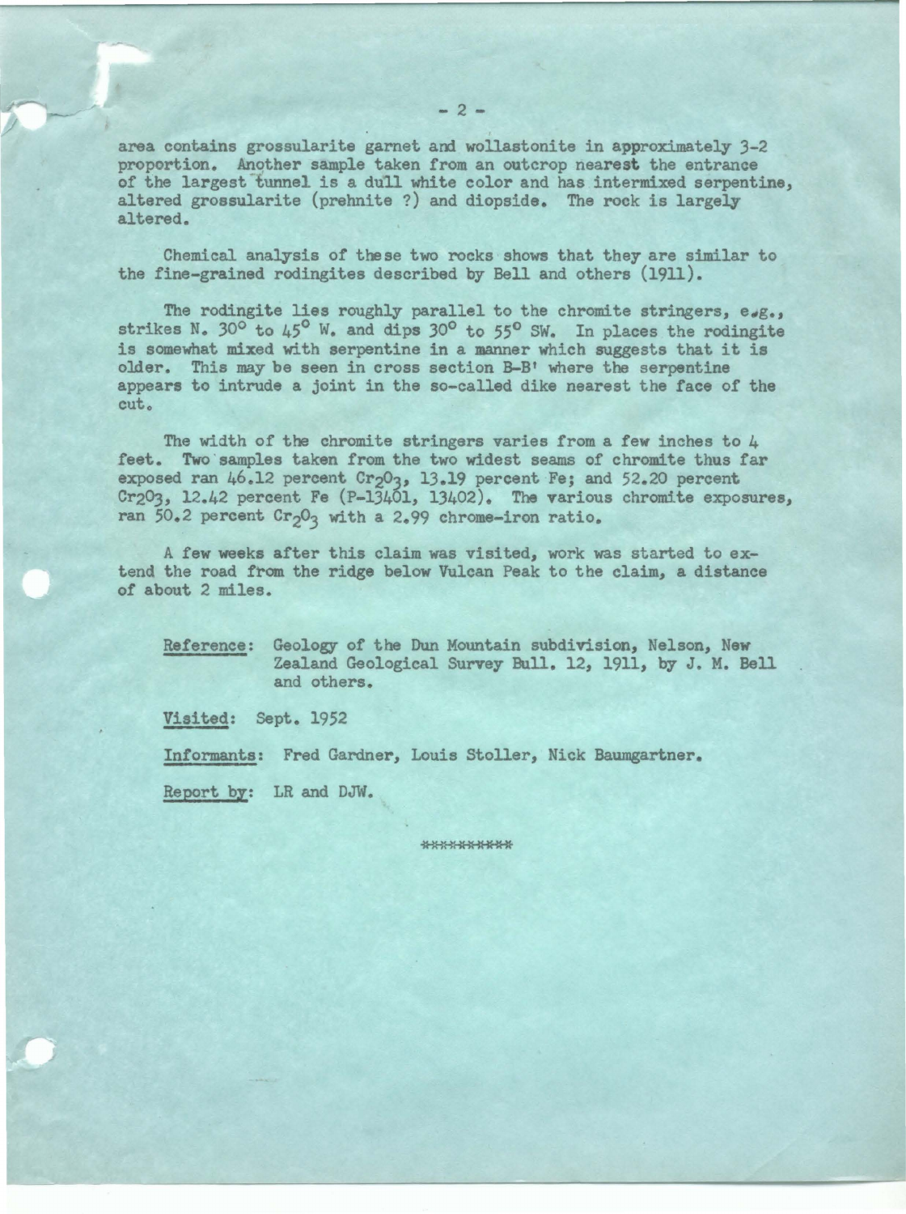area contains grossularite garnet and wollastonite in approximately 3-2 proportion. Another sample taken from an outcrop nearest the entrance of the largest tunnel is a dull white color and has intermixed serpentine, altered grossularite (prehnite ?) and diopside. The rock is largely altered.

Chemical analysis of these two rocks shows that they are similar to the fine-grained rodingites described by Bell and others (1911).

The rodingite lies roughly parallel to the chromite stringers, e.g., strikes N. 30° to 45° W. and dips 30° to 55° SW. In places the rodingite is somewhat mixed with serpentine in a manner which suggests that it is older. This may be seen in cross section B-B' where the serpentine appears to intrude a joint in the so-called dike nearest the face of the cut.

The width of the chromite stringers varies from a few inches to 4 feet. Two samples taken from the two widest seams of chromite thus far exposed ran 46.12 percent $Cr_2O_3$, 13.19 percent Fe; and 52.20 percent $Cr_2O_3$, 12.42 percent Fe (P-13401, 13402). The various chromite exposures, ran 50.2 percent $Cr_2O_3$ with a 2.99 chrome-iron ratio.

A few weeks after this claim was visited, work was started to extend the road from the ridge below Vulcan Peak to the claim, a distance of about 2 miles.

<u>Reference</u>: Geology of the Dun Mountain subdivision, Nelson, New Zealand Geological Survey Bull. 12, 1911, by J. M. Bell and others.

<u>Visited</u>: Sept. 1952

<u>Informants</u>: Fred Gardner, Louis Stoller, Nick Baumgartner.

<u>Report by</u>: LR and DJW.

**********